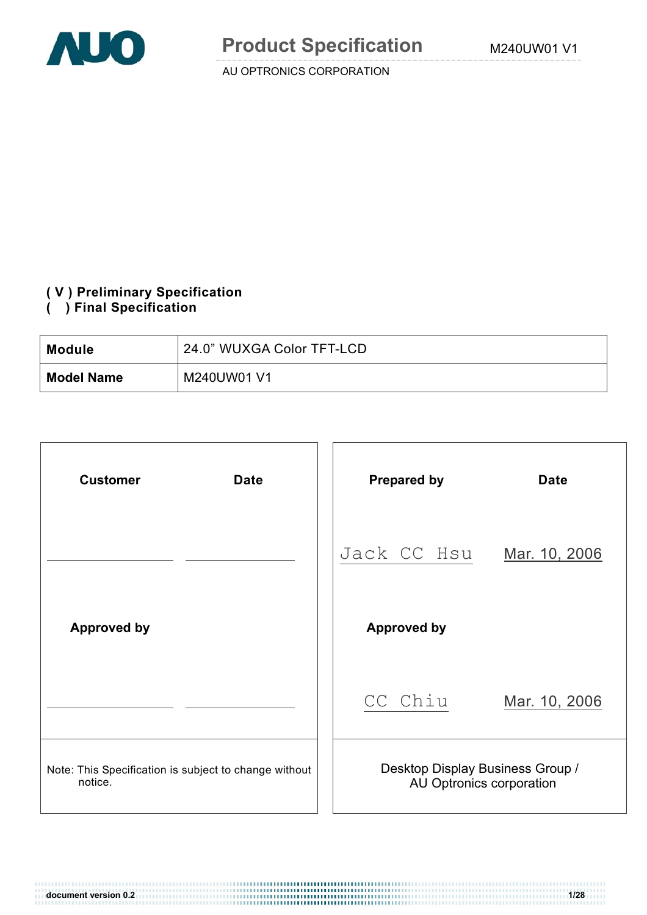# Product Specification

M240UW01 V1

AU OPTRONICS CORPORATION

**( V ) Preliminary Specification**
**(   ) Final Specification**

| **Module** | 24.0" WUXGA Color TFT-LCD |
|---|---|
| **Model Name** | M240UW01 V1 |

| **Customer** | **Date** | **Prepared by** | **Date** |
|---|---|---|---|
| | | Jack CC Hsu | Mar. 10, 2006 |
| **Approved by** | | **Approved by** | |
| | | CC Chiu | Mar. 10, 2006 |
| Note: This Specification is subject to change without notice. | | Desktop Display Business Group / AU Optronics corporation | |

document version 0.2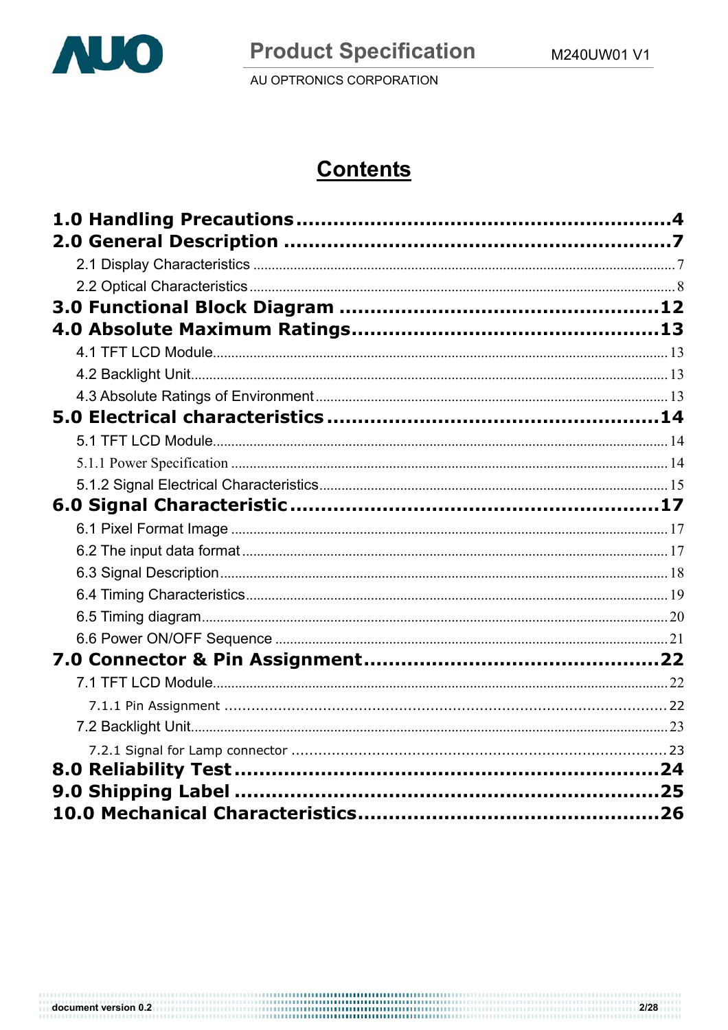# Contents

**1.0 Handling Precautions ............................................................. 4**

**2.0 General Description ............................................................. 7**

- 2.1 Display Characteristics ............................................................. 7
- 2.2 Optical Characteristics ............................................................. 8

**3.0 Functional Block Diagram ............................................................. 12**

**4.0 Absolute Maximum Ratings ............................................................. 13**

- 4.1 TFT LCD Module ............................................................. 13
- 4.2 Backlight Unit ............................................................. 13
- 4.3 Absolute Ratings of Environment ............................................................. 13

**5.0 Electrical characteristics ............................................................. 14**

- 5.1 TFT LCD Module ............................................................. 14
- 5.1.1 Power Specification ............................................................. 14
- 5.1.2 Signal Electrical Characteristics ............................................................. 15

**6.0 Signal Characteristic ............................................................. 17**

- 6.1 Pixel Format Image ............................................................. 17
- 6.2 The input data format ............................................................. 17
- 6.3 Signal Description ............................................................. 18
- 6.4 Timing Characteristics ............................................................. 19
- 6.5 Timing diagram ............................................................. 20
- 6.6 Power ON/OFF Sequence ............................................................. 21

**7.0 Connector & Pin Assignment ............................................................. 22**

- 7.1 TFT LCD Module ............................................................. 22
  - 7.1.1 Pin Assignment ............................................................. 22
- 7.2 Backlight Unit ............................................................. 23
  - 7.2.1 Signal for Lamp connector ............................................................. 23

**8.0 Reliability Test ............................................................. 24**

**9.0 Shipping Label ............................................................. 25**

**10.0 Mechanical Characteristics ............................................................. 26**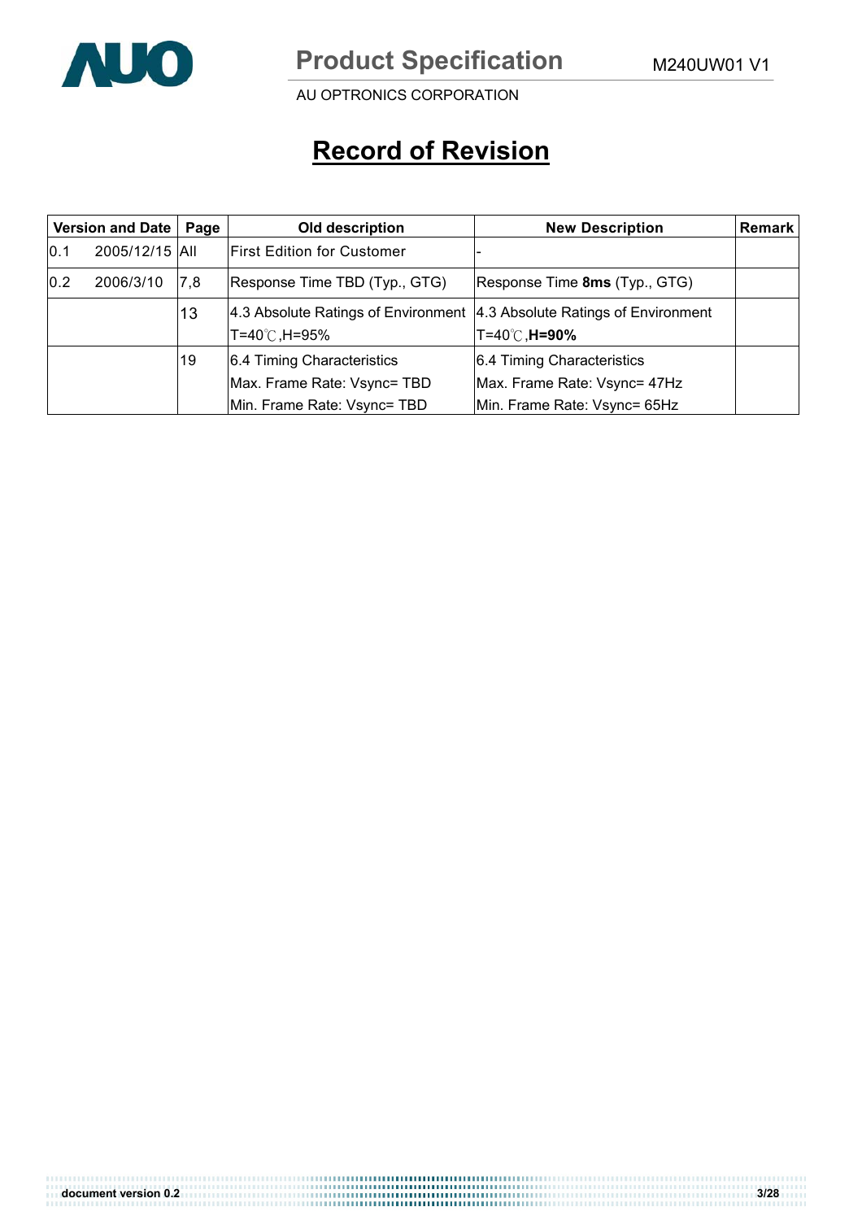# Record of Revision

| Version and Date | Page | Old description | New Description | Remark |
|---|---|---|---|---|
| 0.1 2005/12/15 | All | First Edition for Customer | - | |
| 0.2 2006/3/10 | 7,8 | Response Time TBD (Typ., GTG) | Response Time **8ms** (Typ., GTG) | |
| | 13 | 4.3 Absolute Ratings of Environment<br>T=40℃,H=95% | 4.3 Absolute Ratings of Environment<br>T=40℃,**H=90%** | |
| | 19 | 6.4 Timing Characteristics<br>Max. Frame Rate: Vsync= TBD<br>Min. Frame Rate: Vsync= TBD | 6.4 Timing Characteristics<br>Max. Frame Rate: Vsync= 47Hz<br>Min. Frame Rate: Vsync= 65Hz | |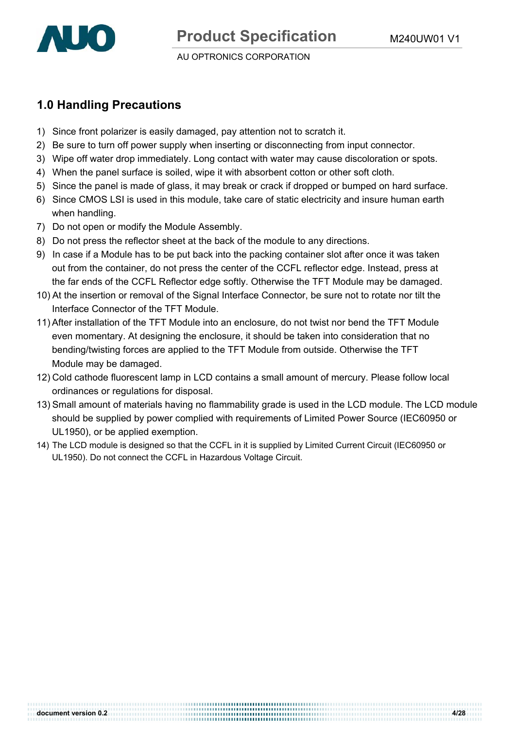## 1.0 Handling Precautions

1) Since front polarizer is easily damaged, pay attention not to scratch it.
2) Be sure to turn off power supply when inserting or disconnecting from input connector.
3) Wipe off water drop immediately. Long contact with water may cause discoloration or spots.
4) When the panel surface is soiled, wipe it with absorbent cotton or other soft cloth.
5) Since the panel is made of glass, it may break or crack if dropped or bumped on hard surface.
6) Since CMOS LSI is used in this module, take care of static electricity and insure human earth when handling.
7) Do not open or modify the Module Assembly.
8) Do not press the reflector sheet at the back of the module to any directions.
9) In case if a Module has to be put back into the packing container slot after once it was taken out from the container, do not press the center of the CCFL reflector edge. Instead, press at the far ends of the CCFL Reflector edge softly. Otherwise the TFT Module may be damaged.
10) At the insertion or removal of the Signal Interface Connector, be sure not to rotate nor tilt the Interface Connector of the TFT Module.
11) After installation of the TFT Module into an enclosure, do not twist nor bend the TFT Module even momentary. At designing the enclosure, it should be taken into consideration that no bending/twisting forces are applied to the TFT Module from outside. Otherwise the TFT Module may be damaged.
12) Cold cathode fluorescent lamp in LCD contains a small amount of mercury. Please follow local ordinances or regulations for disposal.
13) Small amount of materials having no flammability grade is used in the LCD module. The LCD module should be supplied by power complied with requirements of Limited Power Source (IEC60950 or UL1950), or be applied exemption.
14) The LCD module is designed so that the CCFL in it is supplied by Limited Current Circuit (IEC60950 or UL1950). Do not connect the CCFL in Hazardous Voltage Circuit.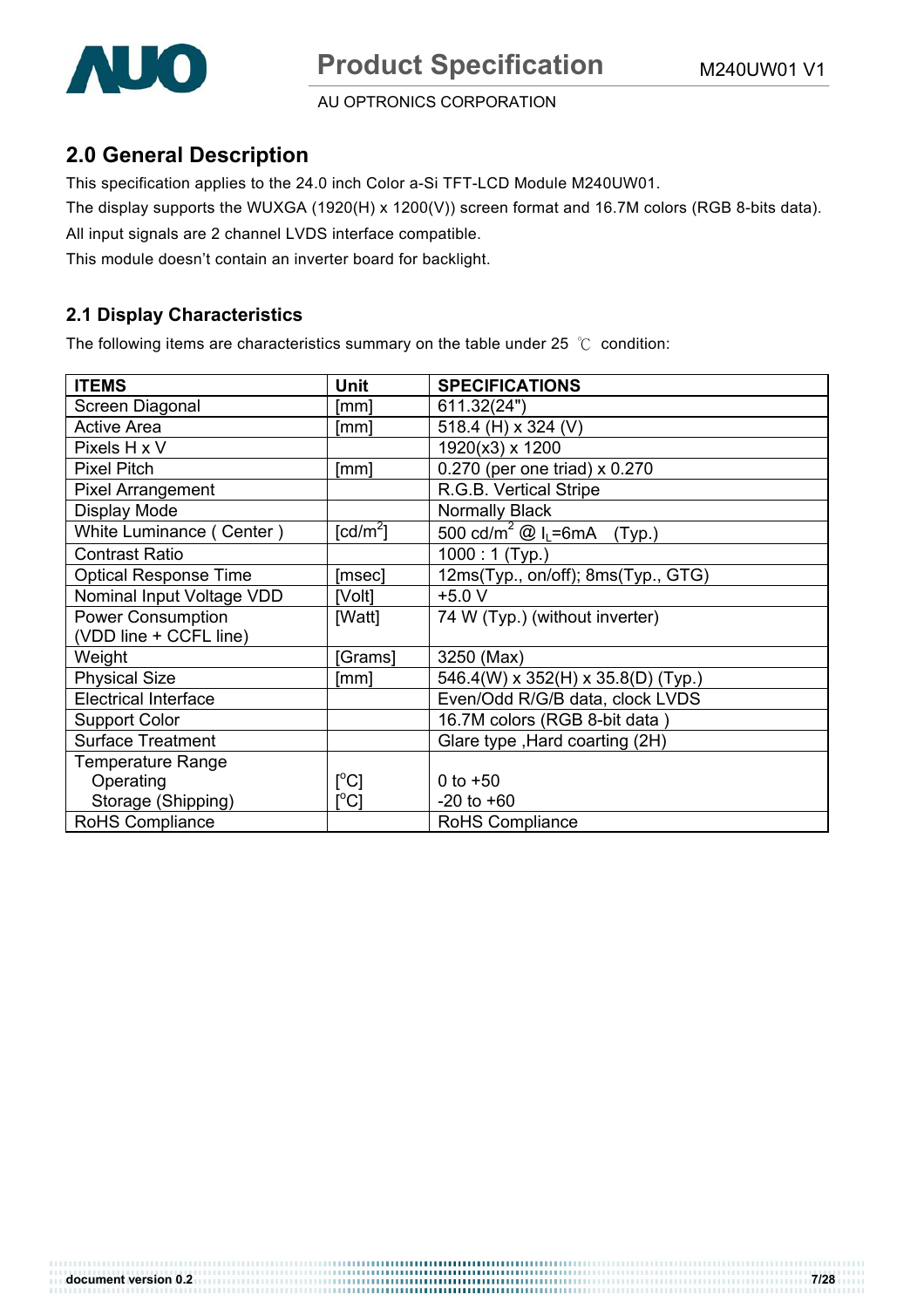## 2.0 General Description

This specification applies to the 24.0 inch Color a-Si TFT-LCD Module M240UW01.

The display supports the WUXGA (1920(H) x 1200(V)) screen format and 16.7M colors (RGB 8-bits data).

All input signals are 2 channel LVDS interface compatible.

This module doesn't contain an inverter board for backlight.

### 2.1 Display Characteristics

The following items are characteristics summary on the table under 25 ℃ condition:

| ITEMS | Unit | SPECIFICATIONS |
|---|---|---|
| Screen Diagonal | [mm] | 611.32(24") |
| Active Area | [mm] | 518.4 (H) x 324 (V) |
| Pixels H x V | | 1920(x3) x 1200 |
| Pixel Pitch | [mm] | 0.270 (per one triad) x 0.270 |
| Pixel Arrangement | | R.G.B. Vertical Stripe |
| Display Mode | | Normally Black |
| White Luminance ( Center ) | [cd/m$^2$] | 500 cd/m$^2$ @ $I_L$=6mA (Typ.) |
| Contrast Ratio | | 1000 : 1 (Typ.) |
| Optical Response Time | [msec] | 12ms(Typ., on/off); 8ms(Typ., GTG) |
| Nominal Input Voltage VDD | [Volt] | +5.0 V |
| Power Consumption (VDD line + CCFL line) | [Watt] | 74 W (Typ.) (without inverter) |
| Weight | [Grams] | 3250 (Max) |
| Physical Size | [mm] | 546.4(W) x 352(H) x 35.8(D) (Typ.) |
| Electrical Interface | | Even/Odd R/G/B data, clock LVDS |
| Support Color | | 16.7M colors (RGB 8-bit data ) |
| Surface Treatment | | Glare type ,Hard coarting (2H) |
| Temperature Range | | |
| Operating | [°C] | 0 to +50 |
| Storage (Shipping) | [°C] | -20 to +60 |
| RoHS Compliance | | RoHS Compliance |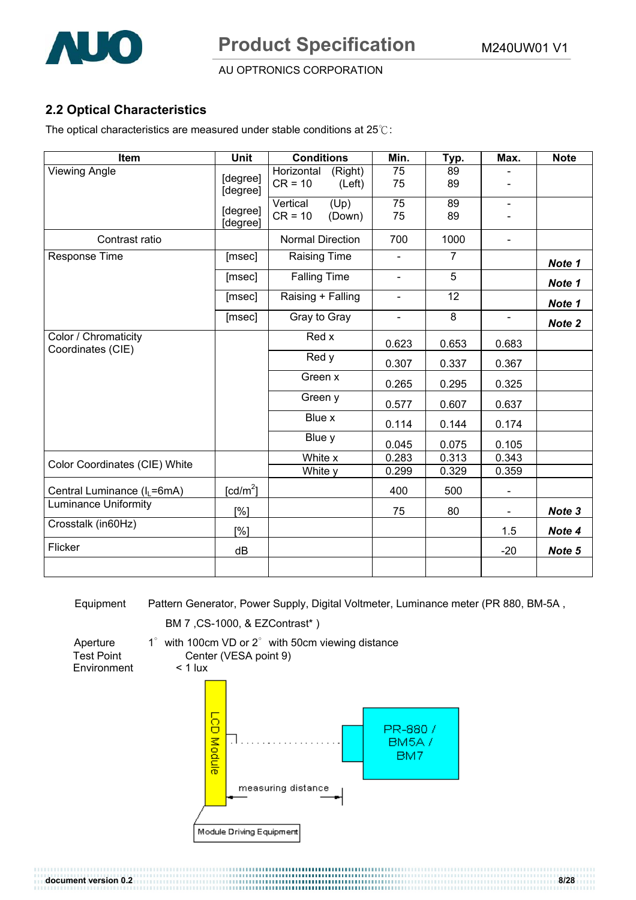## 2.2 Optical Characteristics

The optical characteristics are measured under stable conditions at 25℃:

| Item | Unit | Conditions | | Min. | Typ. | Max. | Note |
|---|---|---|---|---|---|---|---|
| Viewing Angle | [degree] | Horizontal CR = 10 | (Right) | 75 | 89 | - | |
| | [degree] | | (Left) | 75 | 89 | - | |
| | [degree] | Vertical CR = 10 | (Up) | 75 | 89 | - | |
| | [degree] | | (Down) | 75 | 89 | - | |
| Contrast ratio | | Normal Direction | | 700 | 1000 | - | |
| Response Time | [msec] | Raising Time | | - | 7 | | ***Note 1*** |
| | [msec] | Falling Time | | - | 5 | | ***Note 1*** |
| | [msec] | Raising + Falling | | - | 12 | | ***Note 1*** |
| | [msec] | Gray to Gray | | - | 8 | - | ***Note 2*** |
| Color / Chromaticity Coordinates (CIE) | | Red x | | 0.623 | 0.653 | 0.683 | |
| | | Red y | | 0.307 | 0.337 | 0.367 | |
| | | Green x | | 0.265 | 0.295 | 0.325 | |
| | | Green y | | 0.577 | 0.607 | 0.637 | |
| | | Blue x | | 0.114 | 0.144 | 0.174 | |
| | | Blue y | | 0.045 | 0.075 | 0.105 | |
| Color Coordinates (CIE) White | | White x | | 0.283 | 0.313 | 0.343 | |
| | | White y | | 0.299 | 0.329 | 0.359 | |
| Central Luminance ($I_L$=6mA) | [cd/m$^2$] | | | 400 | 500 | - | |
| Luminance Uniformity | [%] | | | 75 | 80 | - | ***Note 3*** |
| Crosstalk (in60Hz) | [%] | | | | | 1.5 | ***Note 4*** |
| Flicker | dB | | | | | -20 | ***Note 5*** |
| | | | | | | | |

Equipment Pattern Generator, Power Supply, Digital Voltmeter, Luminance meter (PR 880, BM-5A , BM 7 ,CS-1000, & EZContrast* )

Aperture 1° with 100cm VD or 2° with 50cm viewing distance

Test Point Center (VESA point 9)

Environment < 1 lux

LCD Module

PR-880 / BM5A / BM7

measuring distance

Module Driving Equipment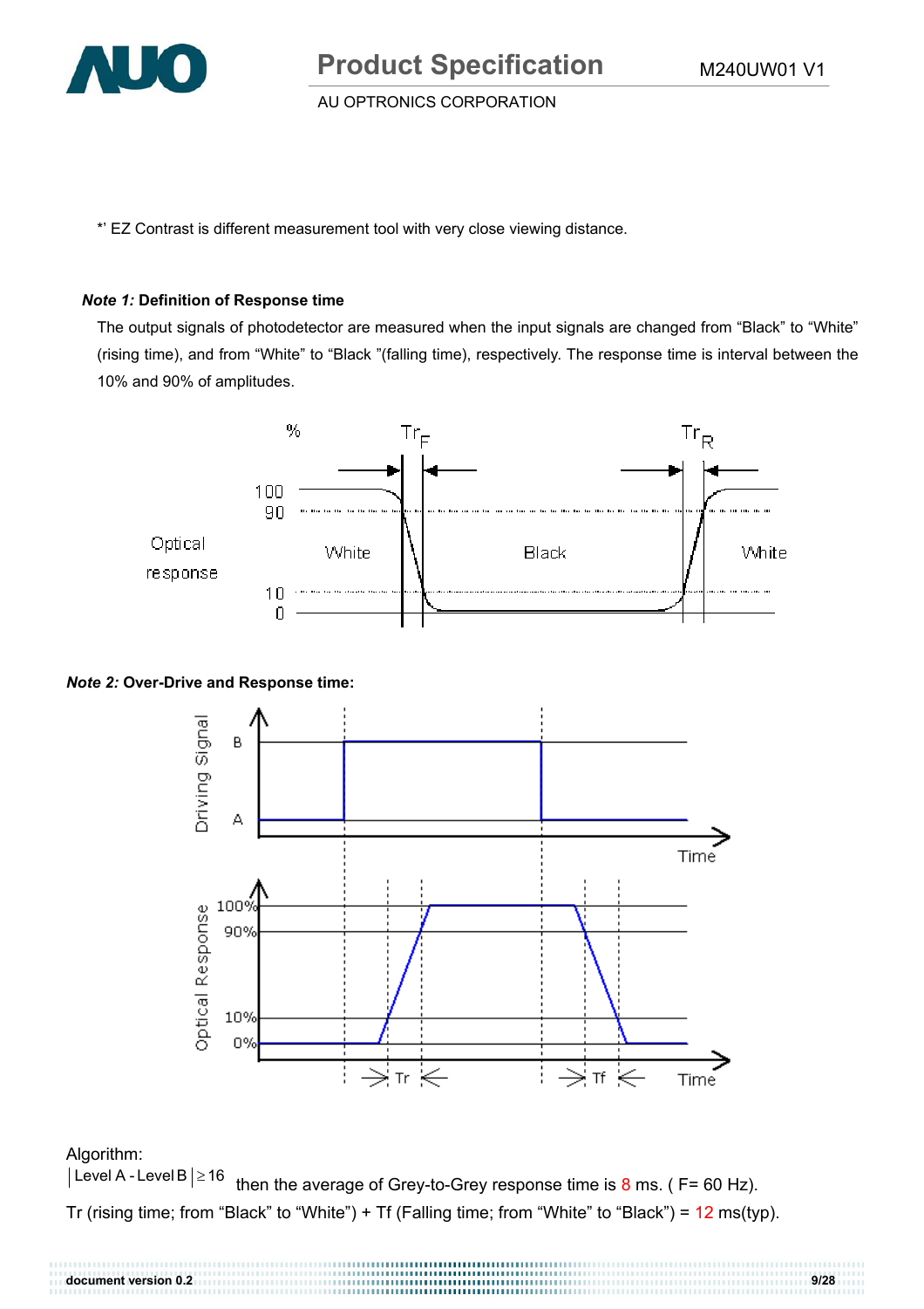*' EZ Contrast is different measurement tool with very close viewing distance.

***Note 1:*** **Definition of Response time**

The output signals of photodetector are measured when the input signals are changed from "Black" to "White" (rising time), and from "White" to "Black "(falling time), respectively. The response time is interval between the 10% and 90% of amplitudes.

***Note 2:*** **Over-Drive and Response time:**

Algorithm:

$|\text{Level A - Level B}| \geq 16$ then the average of Grey-to-Grey response time is 8 ms. ( F= 60 Hz).

Tr (rising time; from "Black" to "White") + Tf (Falling time; from "White" to "Black") = 12 ms(typ).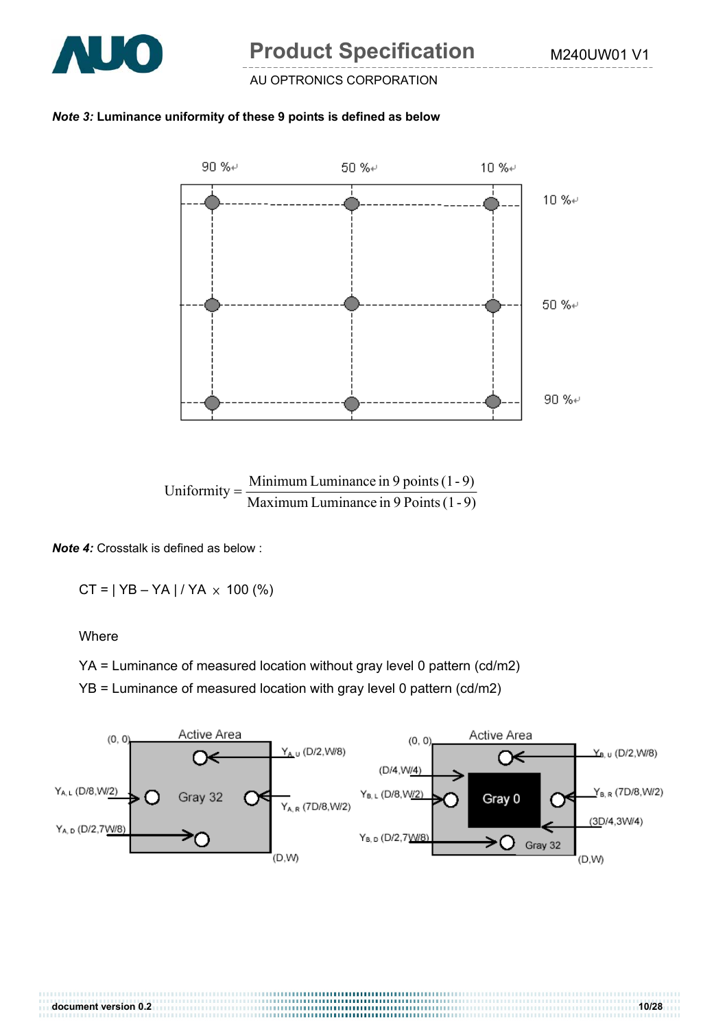***Note 3:*** **Luminance uniformity of these 9 points is defined as below**

$$\text{Uniformity} = \frac{\text{Minimum Luminance in 9 points (1 - 9)}}{\text{Maximum Luminance in 9 Points (1 - 9)}}$$

***Note 4:*** Crosstalk is defined as below :

CT = | YB – YA | / YA × 100 (%)

Where

YA = Luminance of measured location without gray level 0 pattern (cd/m2)

YB = Luminance of measured location with gray level 0 pattern (cd/m2)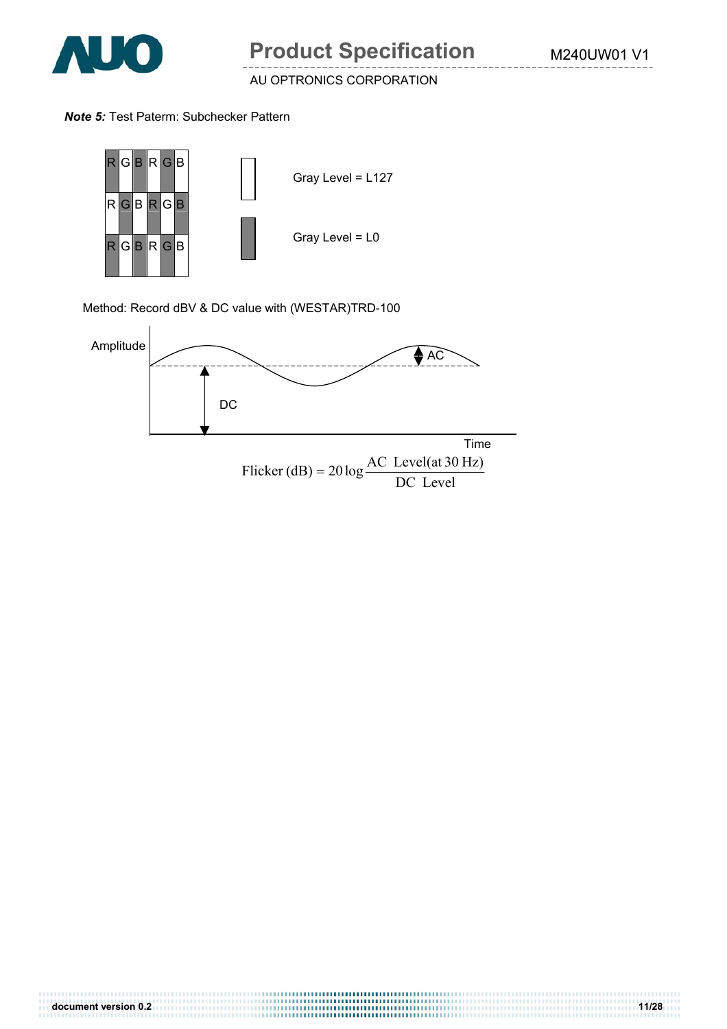***Note 5:*** Test Paterm: Subchecker Pattern

| R | G | B | R | G | B |
|---|---|---|---|---|---|
| R | G | B | R | G | B |
| R | G | B | R | G | B |

Gray Level = L127

Gray Level = L0

Method: Record dBV & DC value with (WESTAR)TRD-100

Amplitude

AC

DC

Time

$$\text{Flicker (dB)} = 20\log\frac{\text{AC Level(at 30 Hz)}}{\text{DC Level}}$$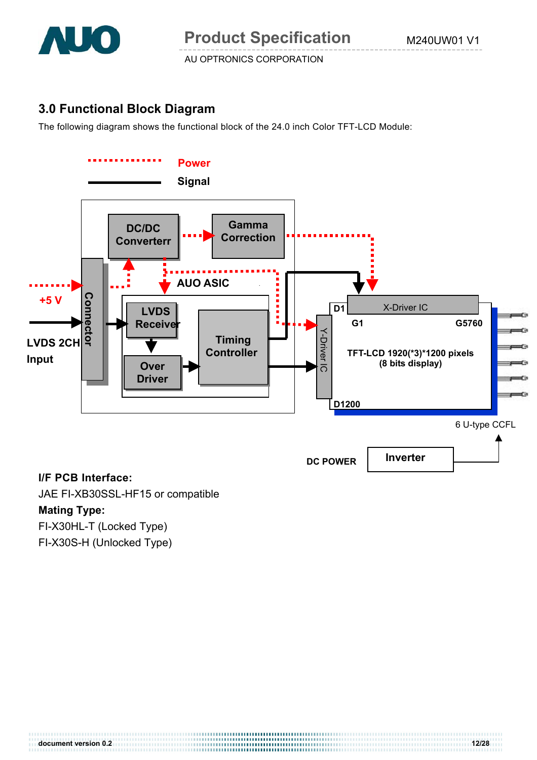## 3.0 Functional Block Diagram

The following diagram shows the functional block of the 24.0 inch Color TFT-LCD Module:

Power

Signal

DC/DC Converterr

Gamma Correction

AUO ASIC

LVDS Receiver

Timing Controller

Over Driver

Connector

+5 V

LVDS 2CH Input

X-Driver IC

Y-Driver IC

D1

G1

G5760

TFT-LCD 1920(*3)*1200 pixels (8 bits display)

D1200

6 U-type CCFL

DC POWER

Inverter

**I/F PCB Interface:**

JAE FI-XB30SSL-HF15 or compatible

**Mating Type:**

FI-X30HL-T (Locked Type)

FI-X30S-H (Unlocked Type)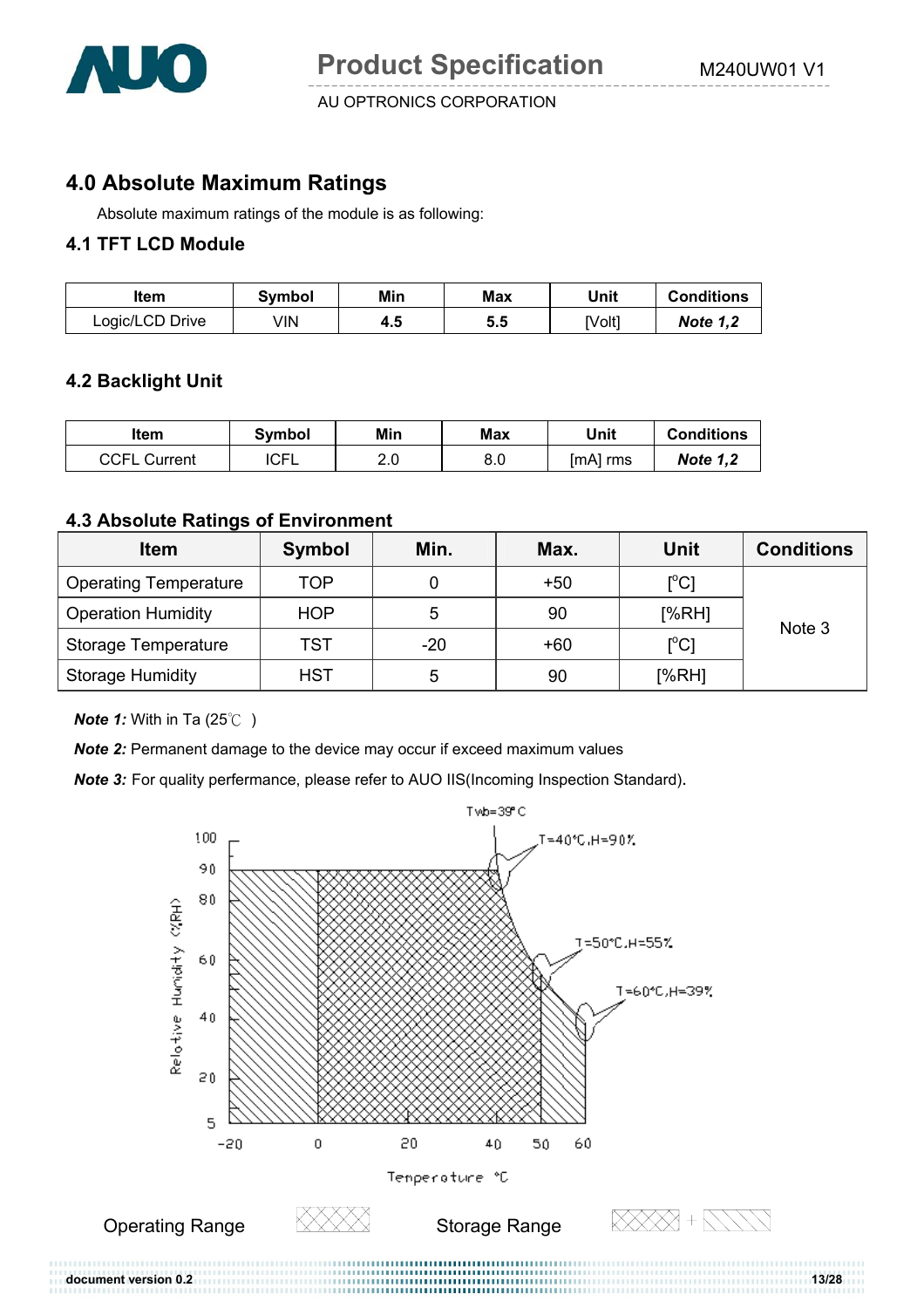## 4.0 Absolute Maximum Ratings

Absolute maximum ratings of the module is as following:

### 4.1 TFT LCD Module

| Item | Symbol | Min | Max | Unit | Conditions |
|---|---|---|---|---|---|
| Logic/LCD Drive | VIN | **4.5** | **5.5** | [Volt] | ***Note 1,2*** |

### 4.2 Backlight Unit

| Item | Symbol | Min | Max | Unit | Conditions |
|---|---|---|---|---|---|
| CCFL Current | ICFL | 2.0 | 8.0 | [mA] rms | ***Note 1,2*** |

### 4.3 Absolute Ratings of Environment

| Item | Symbol | Min. | Max. | Unit | Conditions |
|---|---|---|---|---|---|
| Operating Temperature | TOP | 0 | +50 | [$^o$C] | Note 3 |
| Operation Humidity | HOP | 5 | 90 | [%RH] | |
| Storage Temperature | TST | -20 | +60 | [$^o$C] | |
| Storage Humidity | HST | 5 | 90 | [%RH] | |

***Note 1:*** With in Ta (25℃ )

***Note 2:*** Permanent damage to the device may occur if exceed maximum values

***Note 3:*** For quality perfermance, please refer to AUO IIS(Incoming Inspection Standard).

Twb=39°C

T=40°C,H=90%

T=50°C,H=55%

T=60°C,H=39%

Relative Humidity (%RH)

Temperature °C

Operating Range

Storage Range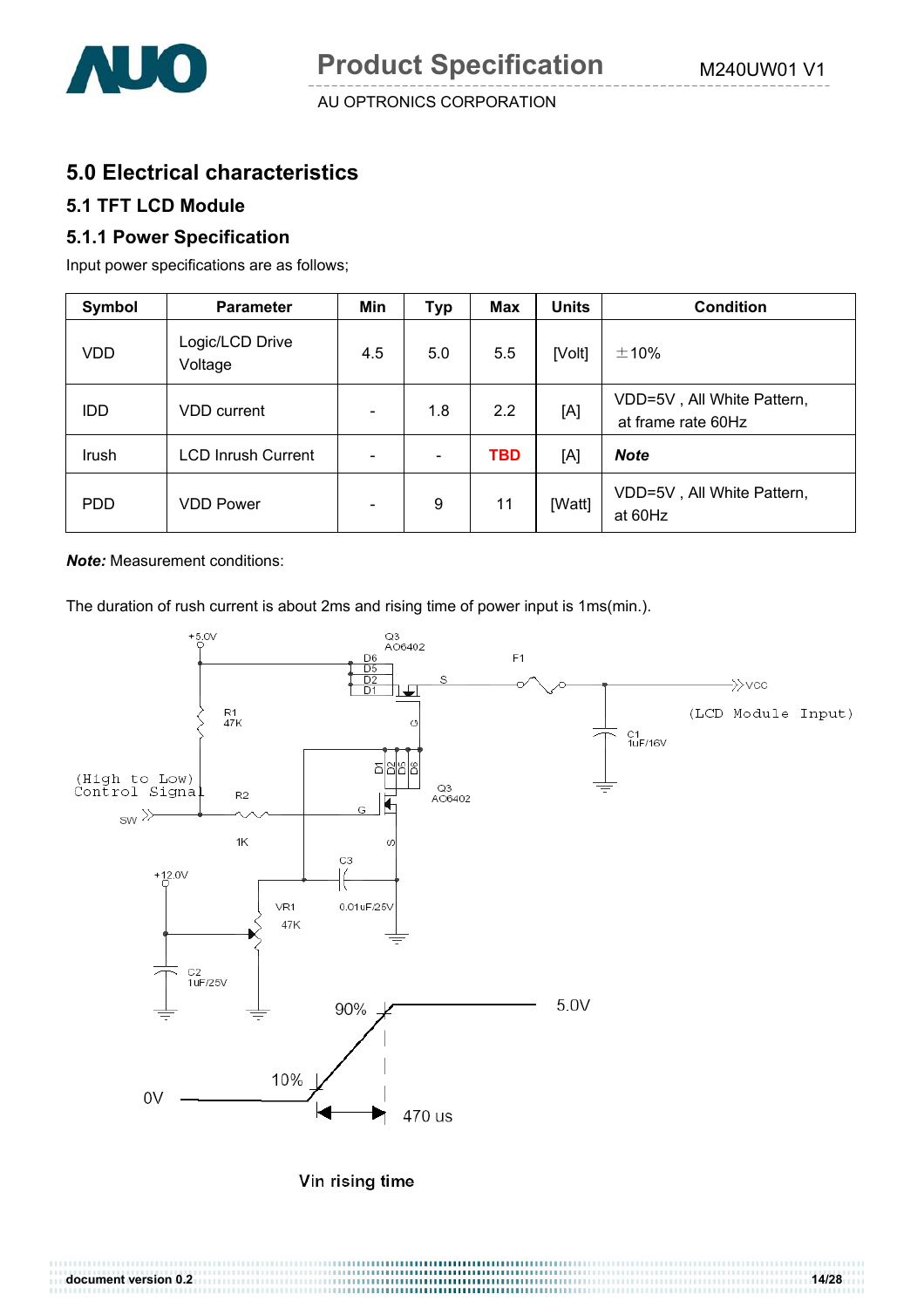## 5.0 Electrical characteristics

### 5.1 TFT LCD Module

### 5.1.1 Power Specification

Input power specifications are as follows;

| Symbol | Parameter | Min | Typ | Max | Units | Condition |
|---|---|---|---|---|---|---|
| VDD | Logic/LCD Drive Voltage | 4.5 | 5.0 | 5.5 | [Volt] | ±10% |
| IDD | VDD current | - | 1.8 | 2.2 | [A] | VDD=5V , All White Pattern, at frame rate 60Hz |
| Irush | LCD Inrush Current | - | - | **TBD** | [A] | ***Note*** |
| PDD | VDD Power | - | 9 | 11 | [Watt] | VDD=5V , All White Pattern, at 60Hz |

***Note:*** Measurement conditions:

The duration of rush current is about 2ms and rising time of power input is 1ms(min.).

Vin rising time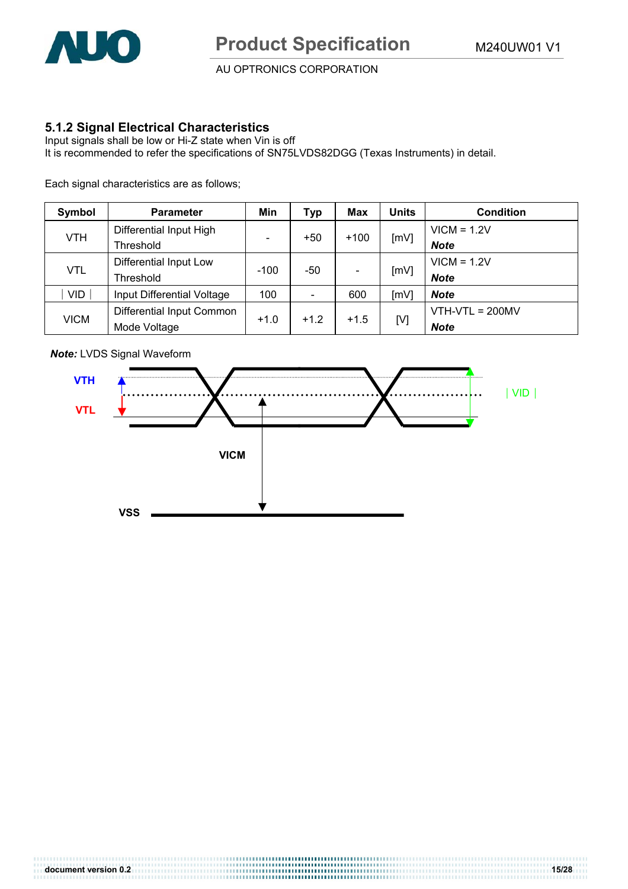### 5.1.2 Signal Electrical Characteristics

Input signals shall be low or Hi-Z state when Vin is off
It is recommended to refer the specifications of SN75LVDS82DGG (Texas Instruments) in detail.

Each signal characteristics are as follows;

| Symbol | Parameter | Min | Typ | Max | Units | Condition |
|---|---|---|---|---|---|---|
| VTH | Differential Input High Threshold | - | +50 | +100 | [mV] | VICM = 1.2V ***Note*** |
| VTL | Differential Input Low Threshold | -100 | -50 | - | [mV] | VICM = 1.2V ***Note*** |
| ∣ VID ∣ | Input Differential Voltage | 100 | - | 600 | [mV] | ***Note*** |
| VICM | Differential Input Common Mode Voltage | +1.0 | +1.2 | +1.5 | [V] | VTH-VTL = 200MV ***Note*** |

***Note:*** LVDS Signal Waveform

VTH

VTL

∣ VID ∣

VICM

VSS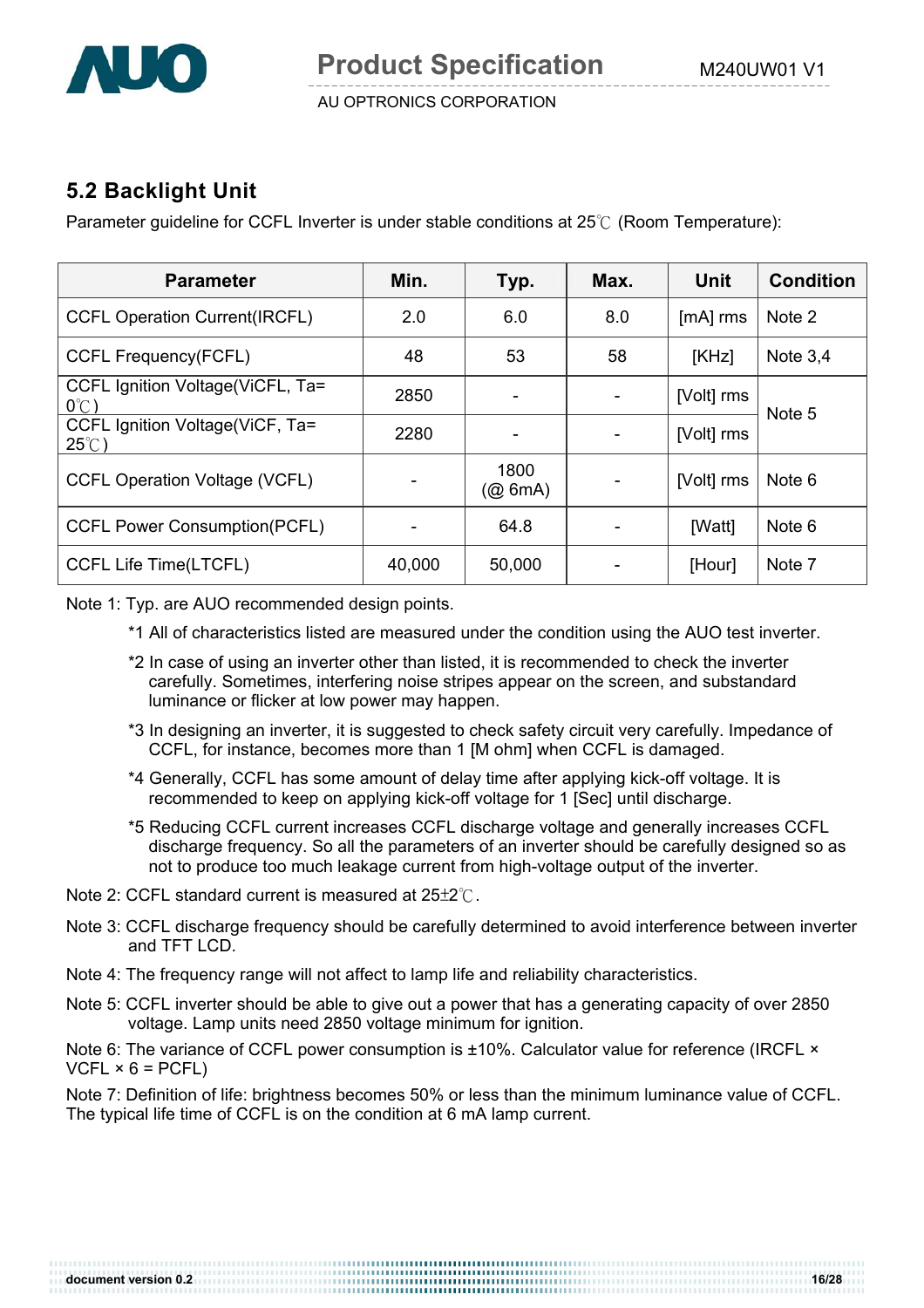## 5.2 Backlight Unit

Parameter guideline for CCFL Inverter is under stable conditions at 25℃ (Room Temperature):

| Parameter | Min. | Typ. | Max. | Unit | Condition |
|---|---|---|---|---|---|
| CCFL Operation Current(IRCFL) | 2.0 | 6.0 | 8.0 | [mA] rms | Note 2 |
| CCFL Frequency(FCFL) | 48 | 53 | 58 | [KHz] | Note 3,4 |
| CCFL Ignition Voltage(ViCFL, Ta= 0℃) | 2850 | - | - | [Volt] rms | Note 5 |
| CCFL Ignition Voltage(ViCF, Ta= 25℃) | 2280 | - | - | [Volt] rms | |
| CCFL Operation Voltage (VCFL) | - | 1800 (@ 6mA) | - | [Volt] rms | Note 6 |
| CCFL Power Consumption(PCFL) | - | 64.8 | - | [Watt] | Note 6 |
| CCFL Life Time(LTCFL) | 40,000 | 50,000 | - | [Hour] | Note 7 |

Note 1: Typ. are AUO recommended design points.

*1 All of characteristics listed are measured under the condition using the AUO test inverter.

*2 In case of using an inverter other than listed, it is recommended to check the inverter carefully. Sometimes, interfering noise stripes appear on the screen, and substandard luminance or flicker at low power may happen.

*3 In designing an inverter, it is suggested to check safety circuit very carefully. Impedance of CCFL, for instance, becomes more than 1 [M ohm] when CCFL is damaged.

*4 Generally, CCFL has some amount of delay time after applying kick-off voltage. It is recommended to keep on applying kick-off voltage for 1 [Sec] until discharge.

*5 Reducing CCFL current increases CCFL discharge voltage and generally increases CCFL discharge frequency. So all the parameters of an inverter should be carefully designed so as not to produce too much leakage current from high-voltage output of the inverter.

Note 2: CCFL standard current is measured at 25±2℃.

Note 3: CCFL discharge frequency should be carefully determined to avoid interference between inverter and TFT LCD.

Note 4: The frequency range will not affect to lamp life and reliability characteristics.

Note 5: CCFL inverter should be able to give out a power that has a generating capacity of over 2850 voltage. Lamp units need 2850 voltage minimum for ignition.

Note 6: The variance of CCFL power consumption is ±10%. Calculator value for reference (IRCFL × VCFL × 6 = PCFL)

Note 7: Definition of life: brightness becomes 50% or less than the minimum luminance value of CCFL. The typical life time of CCFL is on the condition at 6 mA lamp current.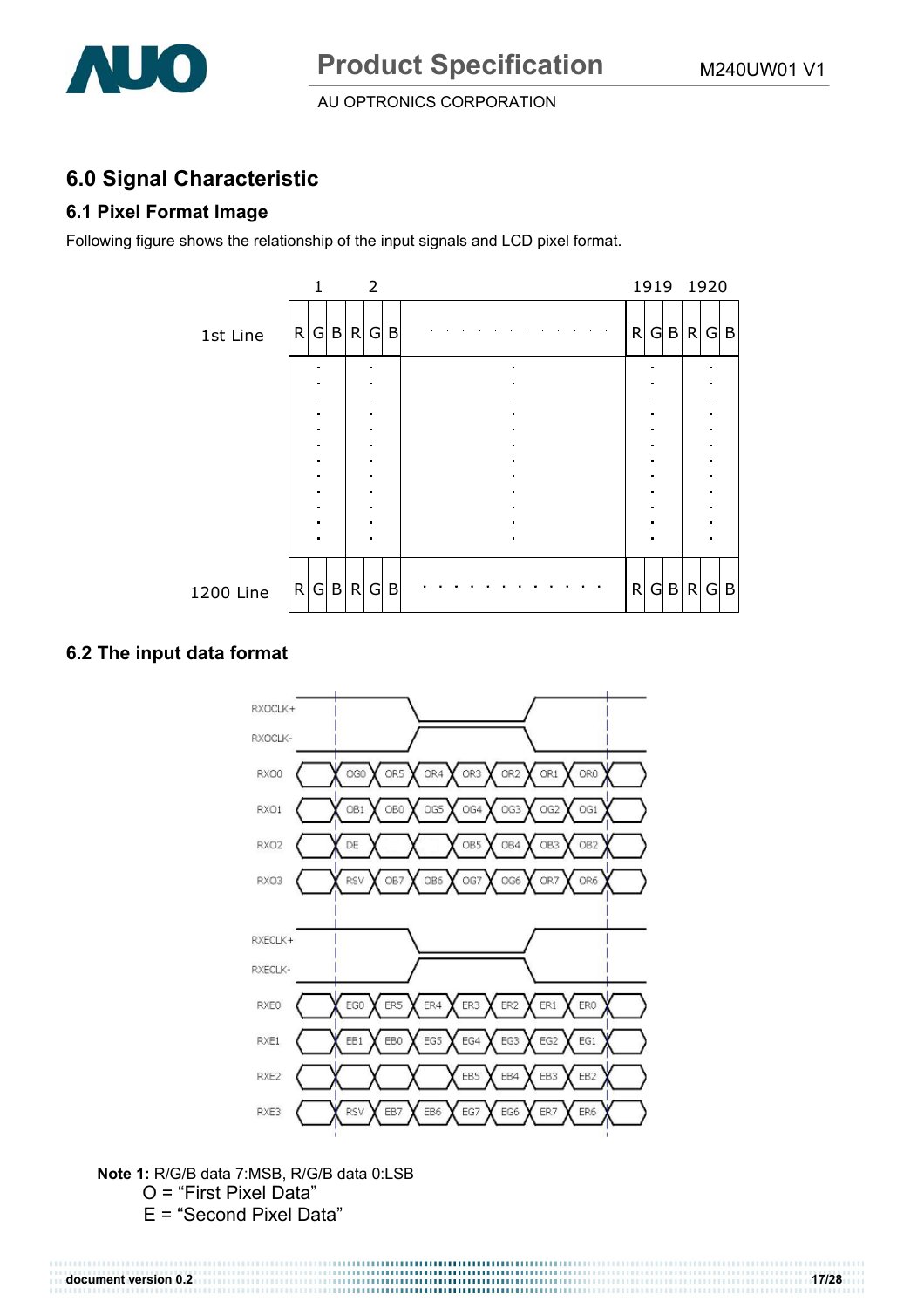# 6.0 Signal Characteristic

## 6.1 Pixel Format Image

Following figure shows the relationship of the input signals and LCD pixel format.

|  | 1 | | | 2 | | | | 1919 | | | 1920 | | |
|---|---|---|---|---|---|---|---|---|---|---|---|---|---|
| 1st Line | R | G | B | R | G | B | . . . . . . . . . . . . | R | G | B | R | G | B |
|  | : | | | : | | | : | : | | | : | | |
| 1200 Line | R | G | B | R | G | B | . . . . . . . . . . . . | R | G | B | R | G | B |

## 6.2 The input data format

| Signal | | | | | | | | |
|---|---|---|---|---|---|---|---|---|
| RXOCLK+ / RXOCLK- | | | | | | | | |
| RXO0 | OG0 | OR5 | OR4 | OR3 | OR2 | OR1 | OR0 | |
| RXO1 | OB1 | OB0 | OG5 | OG4 | OG3 | OG2 | OG1 | |
| RXO2 | DE | | | OB5 | OB4 | OB3 | OB2 | |
| RXO3 | RSV | OB7 | OB6 | OG7 | OG6 | OR7 | OR6 | |
| RXECLK+ / RXECLK- | | | | | | | | |
| RXE0 | EG0 | ER5 | ER4 | ER3 | ER2 | ER1 | ER0 | |
| RXE1 | EB1 | EB0 | EG5 | EG4 | EG3 | EG2 | EG1 | |
| RXE2 | | | | EB5 | EB4 | EB3 | EB2 | |
| RXE3 | RSV | EB7 | EB6 | EG7 | EG6 | ER7 | ER6 | |

**Note 1:** R/G/B data 7:MSB, R/G/B data 0:LSB

O = "First Pixel Data"

E = "Second Pixel Data"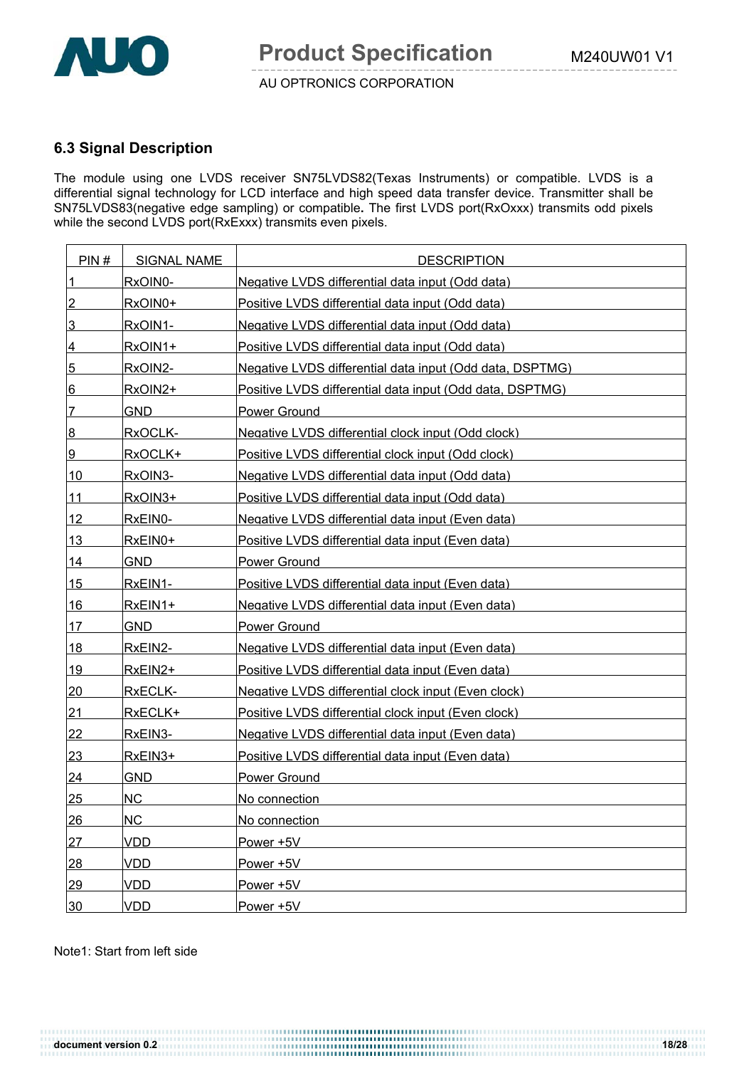## 6.3 Signal Description

The module using one LVDS receiver SN75LVDS82(Texas Instruments) or compatible. LVDS is a differential signal technology for LCD interface and high speed data transfer device. Transmitter shall be SN75LVDS83(negative edge sampling) or compatible. The first LVDS port(RxOxxx) transmits odd pixels while the second LVDS port(RxExxx) transmits even pixels.

| PIN # | SIGNAL NAME | DESCRIPTION |
|---|---|---|
| 1 | RxOIN0- | Negative LVDS differential data input (Odd data) |
| 2 | RxOIN0+ | Positive LVDS differential data input (Odd data) |
| 3 | RxOIN1- | Negative LVDS differential data input (Odd data) |
| 4 | RxOIN1+ | Positive LVDS differential data input (Odd data) |
| 5 | RxOIN2- | Negative LVDS differential data input (Odd data, DSPTMG) |
| 6 | RxOIN2+ | Positive LVDS differential data input (Odd data, DSPTMG) |
| 7 | GND | Power Ground |
| 8 | RxOCLK- | Negative LVDS differential clock input (Odd clock) |
| 9 | RxOCLK+ | Positive LVDS differential clock input (Odd clock) |
| 10 | RxOIN3- | Negative LVDS differential data input (Odd data) |
| 11 | RxOIN3+ | Positive LVDS differential data input (Odd data) |
| 12 | RxEIN0- | Negative LVDS differential data input (Even data) |
| 13 | RxEIN0+ | Positive LVDS differential data input (Even data) |
| 14 | GND | Power Ground |
| 15 | RxEIN1- | Positive LVDS differential data input (Even data) |
| 16 | RxEIN1+ | Negative LVDS differential data input (Even data) |
| 17 | GND | Power Ground |
| 18 | RxEIN2- | Negative LVDS differential data input (Even data) |
| 19 | RxEIN2+ | Positive LVDS differential data input (Even data) |
| 20 | RxECLK- | Negative LVDS differential clock input (Even clock) |
| 21 | RxECLK+ | Positive LVDS differential clock input (Even clock) |
| 22 | RxEIN3- | Negative LVDS differential data input (Even data) |
| 23 | RxEIN3+ | Positive LVDS differential data input (Even data) |
| 24 | GND | Power Ground |
| 25 | NC | No connection |
| 26 | NC | No connection |
| 27 | VDD | Power +5V |
| 28 | VDD | Power +5V |
| 29 | VDD | Power +5V |
| 30 | VDD | Power +5V |

Note1: Start from left side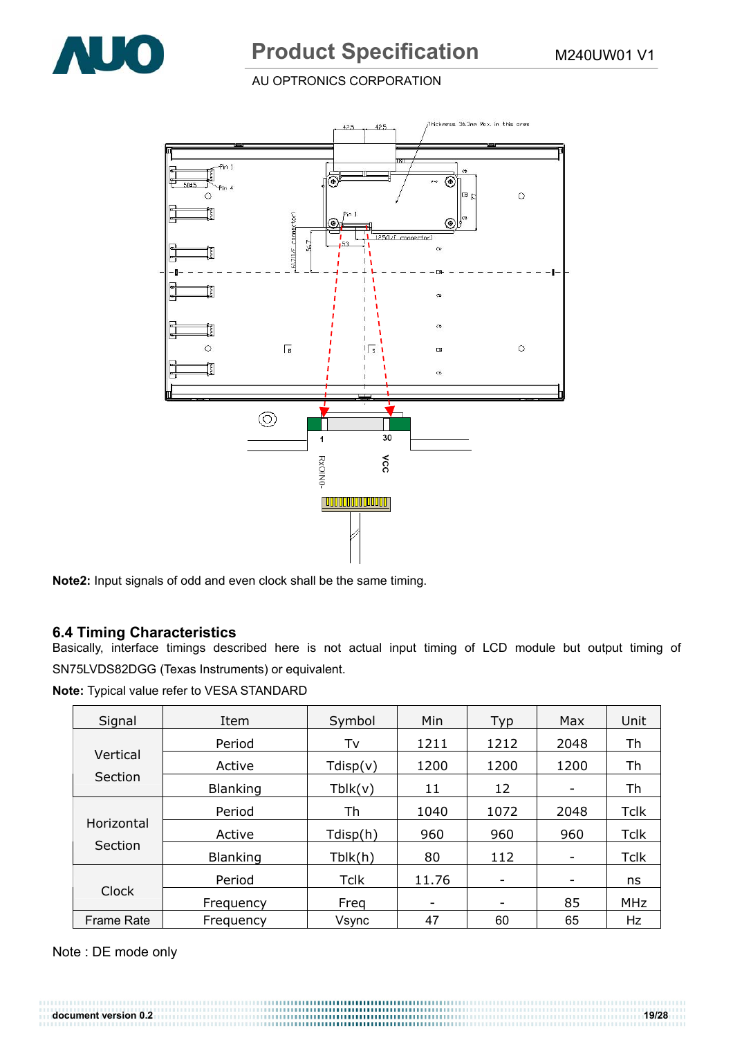**Note2:** Input signals of odd and even clock shall be the same timing.

### 6.4 Timing Characteristics

Basically, interface timings described here is not actual input timing of LCD module but output timing of SN75LVDS82DGG (Texas Instruments) or equivalent.

**Note:** Typical value refer to VESA STANDARD

| Signal | Item | Symbol | Min | Typ | Max | Unit |
|---|---|---|---|---|---|---|
| Vertical Section | Period | Tv | 1211 | 1212 | 2048 | Th |
| | Active | Tdisp(v) | 1200 | 1200 | 1200 | Th |
| | Blanking | Tblk(v) | 11 | 12 | - | Th |
| Horizontal Section | Period | Th | 1040 | 1072 | 2048 | Tclk |
| | Active | Tdisp(h) | 960 | 960 | 960 | Tclk |
| | Blanking | Tblk(h) | 80 | 112 | - | Tclk |
| Clock | Period | Tclk | 11.76 | - | - | ns |
| | Frequency | Freq | - | - | 85 | MHz |
| Frame Rate | Frequency | Vsync | 47 | 60 | 65 | Hz |

Note : DE mode only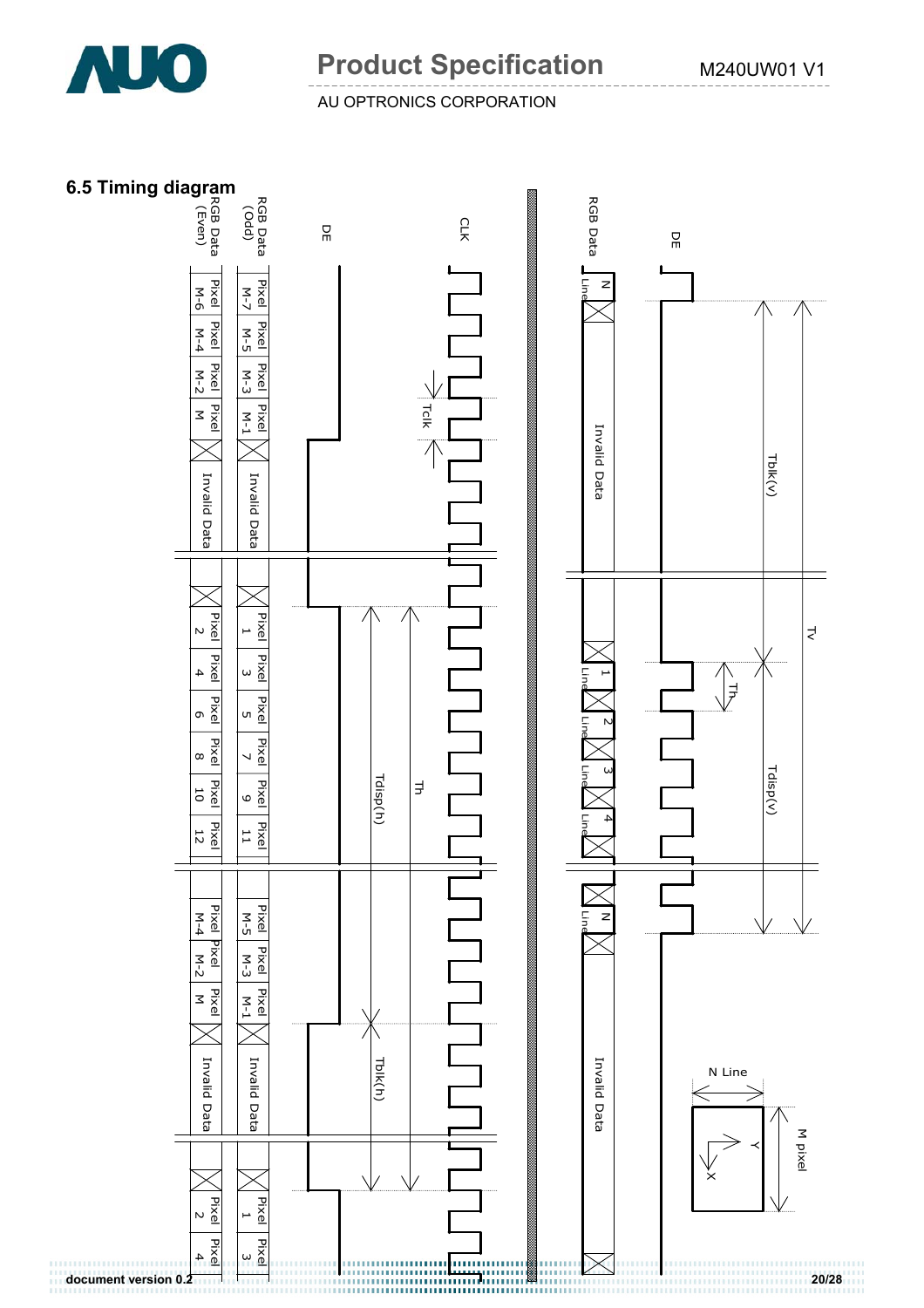## 6.5 Timing diagram

RGB Data (Even) | RGB Data (Odd) | DE | CLK

Pixel M-6 | Pixel M-4 | Pixel M-2 | Pixel M | Invalid Data | Pixel 2 | Pixel 4 | Pixel 6 | Pixel 8 | Pixel 10 | Pixel 12 | Pixel M-4 | Pixel M-2 | Pixel M | Invalid Data | Pixel 2 | Pixel 4

Pixel M-7 | Pixel M-5 | Pixel M-3 | Pixel M-1 | Invalid Data | Pixel 1 | Pixel 3 | Pixel 5 | Pixel 7 | Pixel 9 | Pixel 11 | Pixel M-5 | Pixel M-3 | Pixel M-1 | Invalid Data | Pixel 1 | Pixel 3

Tclk

Tdisp(h)

Th

Tblk(h)

RGB Data | DE

N Line | Invalid Data | 1 Line | 2 Line | 3 Line | 4 Line | N Line | Invalid Data

Tblk(v)

Tv

Th

Tdisp(v)

N Line

M pixel

X

Y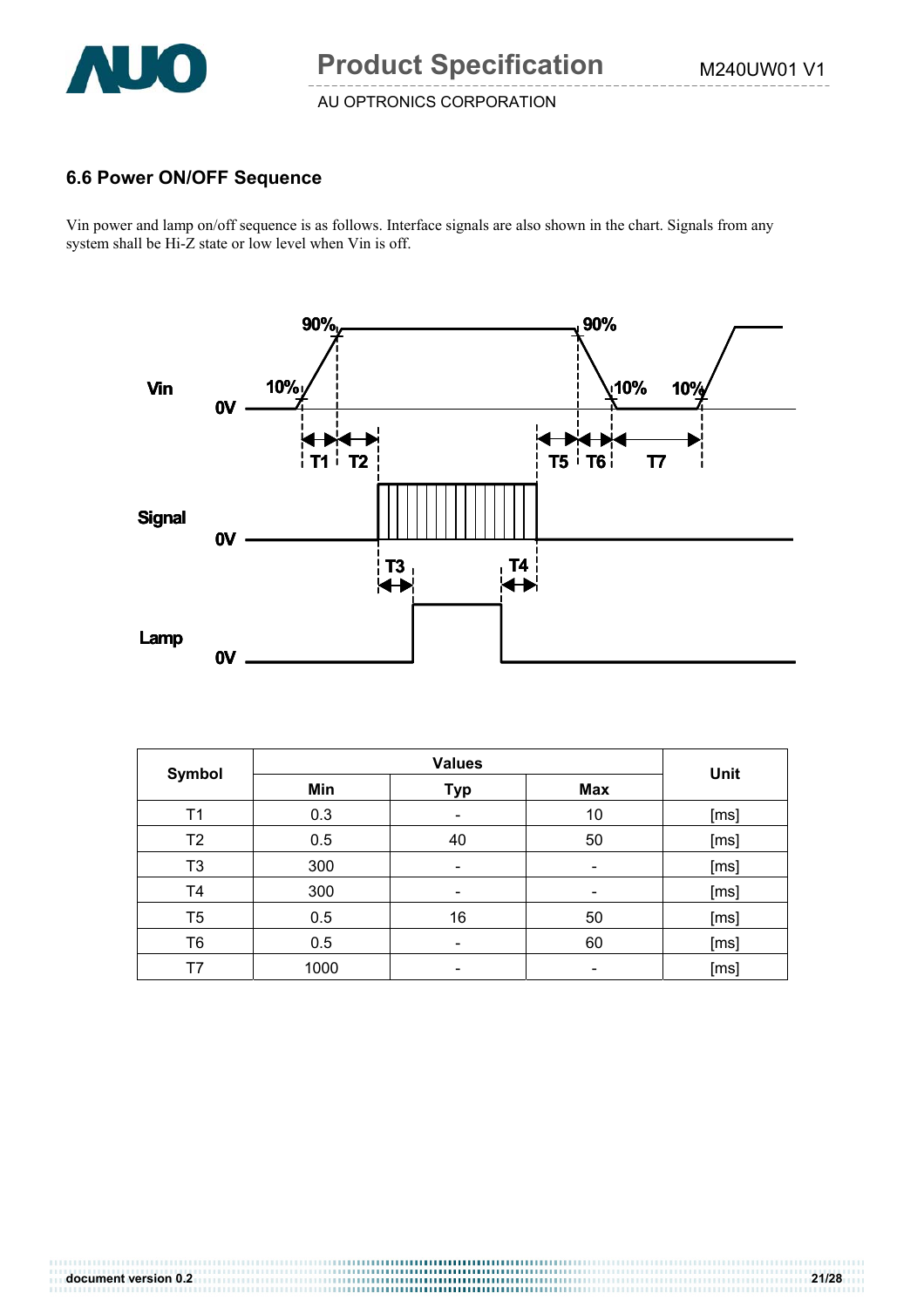## 6.6 Power ON/OFF Sequence

Vin power and lamp on/off sequence is as follows. Interface signals are also shown in the chart. Signals from any system shall be Hi-Z state or low level when Vin is off.

| Symbol | Values | | | Unit |
|---|---|---|---|---|
| | Min | Typ | Max | |
| T1 | 0.3 | - | 10 | [ms] |
| T2 | 0.5 | 40 | 50 | [ms] |
| T3 | 300 | - | - | [ms] |
| T4 | 300 | - | - | [ms] |
| T5 | 0.5 | 16 | 50 | [ms] |
| T6 | 0.5 | - | 60 | [ms] |
| T7 | 1000 | - | - | [ms] |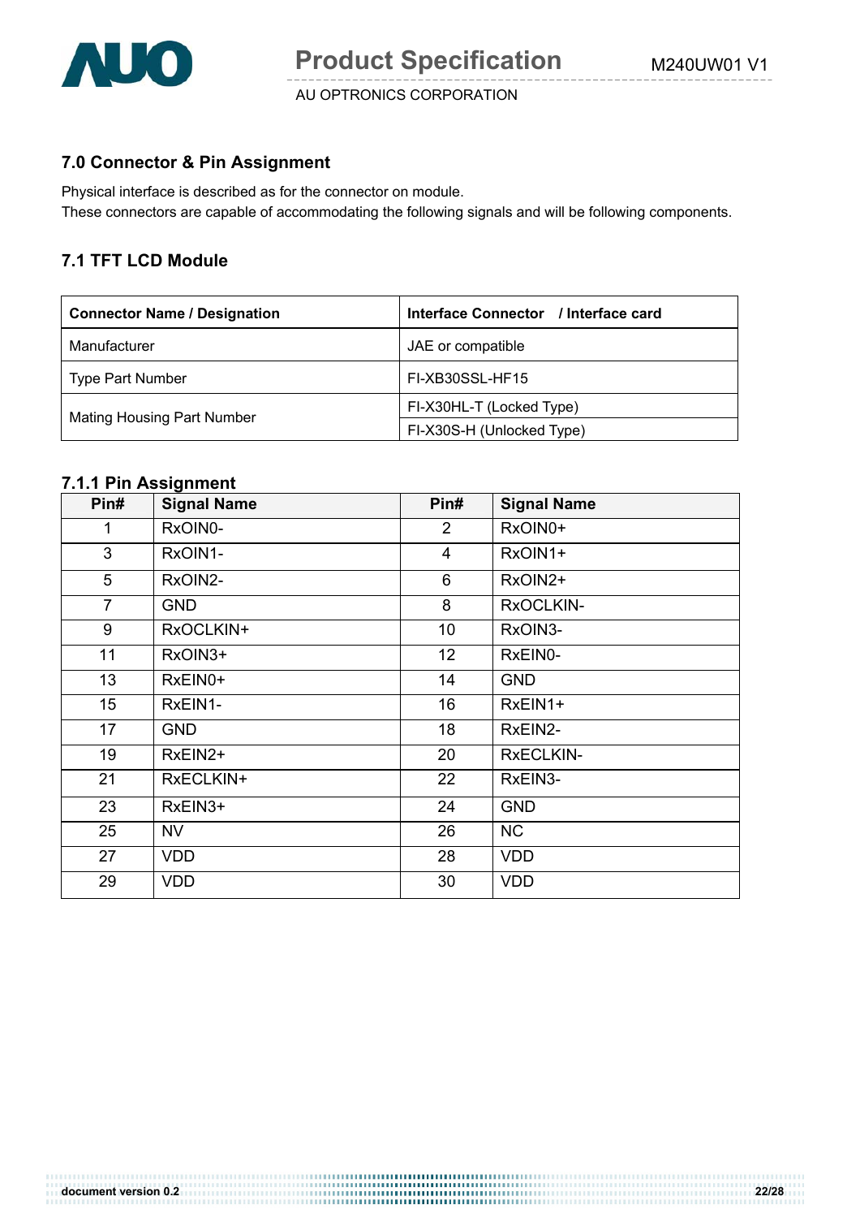## 7.0 Connector & Pin Assignment

Physical interface is described as for the connector on module.
These connectors are capable of accommodating the following signals and will be following components.

### 7.1 TFT LCD Module

| Connector Name / Designation | Interface Connector / Interface card |
|---|---|
| Manufacturer | JAE or compatible |
| Type Part Number | FI-XB30SSL-HF15 |
| Mating Housing Part Number | FI-X30HL-T (Locked Type) |
| | FI-X30S-H (Unlocked Type) |

#### 7.1.1 Pin Assignment

| Pin# | Signal Name | Pin# | Signal Name |
|---|---|---|---|
| 1 | RxOIN0- | 2 | RxOIN0+ |
| 3 | RxOIN1- | 4 | RxOIN1+ |
| 5 | RxOIN2- | 6 | RxOIN2+ |
| 7 | GND | 8 | RxOCLKIN- |
| 9 | RxOCLKIN+ | 10 | RxOIN3- |
| 11 | RxOIN3+ | 12 | RxEIN0- |
| 13 | RxEIN0+ | 14 | GND |
| 15 | RxEIN1- | 16 | RxEIN1+ |
| 17 | GND | 18 | RxEIN2- |
| 19 | RxEIN2+ | 20 | RxECLKIN- |
| 21 | RxECLKIN+ | 22 | RxEIN3- |
| 23 | RxEIN3+ | 24 | GND |
| 25 | NV | 26 | NC |
| 27 | VDD | 28 | VDD |
| 29 | VDD | 30 | VDD |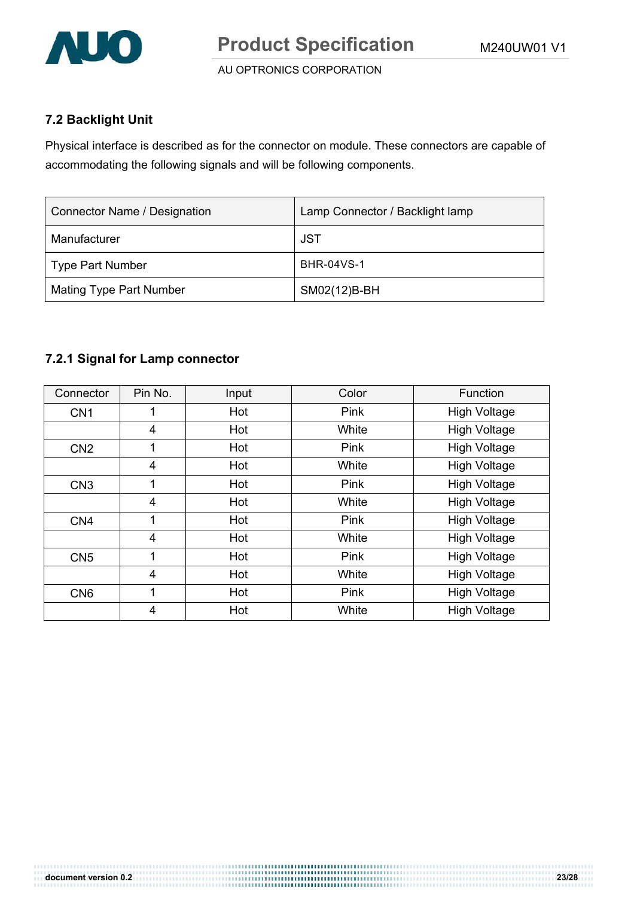## 7.2 Backlight Unit

Physical interface is described as for the connector on module. These connectors are capable of accommodating the following signals and will be following components.

| Connector Name / Designation | Lamp Connector / Backlight lamp |
|---|---|
| Manufacturer | JST |
| Type Part Number | BHR-04VS-1 |
| Mating Type Part Number | SM02(12)B-BH |

### 7.2.1 Signal for Lamp connector

| Connector | Pin No. | Input | Color | Function |
|---|---|---|---|---|
| CN1 | 1 | Hot | Pink | High Voltage |
| | 4 | Hot | White | High Voltage |
| CN2 | 1 | Hot | Pink | High Voltage |
| | 4 | Hot | White | High Voltage |
| CN3 | 1 | Hot | Pink | High Voltage |
| | 4 | Hot | White | High Voltage |
| CN4 | 1 | Hot | Pink | High Voltage |
| | 4 | Hot | White | High Voltage |
| CN5 | 1 | Hot | Pink | High Voltage |
| | 4 | Hot | White | High Voltage |
| CN6 | 1 | Hot | Pink | High Voltage |
| | 4 | Hot | White | High Voltage |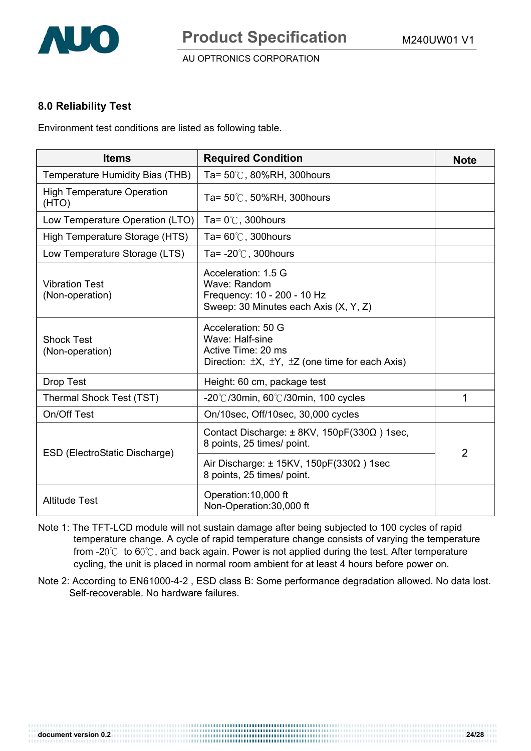## 8.0 Reliability Test

Environment test conditions are listed as following table.

| Items | Required Condition | Note |
|---|---|---|
| Temperature Humidity Bias (THB) | Ta= 50℃, 80%RH, 300hours | |
| High Temperature Operation (HTO) | Ta= 50℃, 50%RH, 300hours | |
| Low Temperature Operation (LTO) | Ta= 0℃, 300hours | |
| High Temperature Storage (HTS) | Ta= 60℃, 300hours | |
| Low Temperature Storage (LTS) | Ta= -20℃, 300hours | |
| Vibration Test (Non-operation) | Acceleration: 1.5 G<br>Wave: Random<br>Frequency: 10 - 200 - 10 Hz<br>Sweep: 30 Minutes each Axis (X, Y, Z) | |
| Shock Test (Non-operation) | Acceleration: 50 G<br>Wave: Half-sine<br>Active Time: 20 ms<br>Direction: ±X, ±Y, ±Z (one time for each Axis) | |
| Drop Test | Height: 60 cm, package test | |
| Thermal Shock Test (TST) | -20℃/30min, 60℃/30min, 100 cycles | 1 |
| On/Off Test | On/10sec, Off/10sec, 30,000 cycles | |
| ESD (ElectroStatic Discharge) | Contact Discharge: ± 8KV, 150pF(330Ω ) 1sec, 8 points, 25 times/ point. | 2 |
| | Air Discharge: ± 15KV, 150pF(330Ω ) 1sec 8 points, 25 times/ point. | |
| Altitude Test | Operation:10,000 ft<br>Non-Operation:30,000 ft | |

Note 1: The TFT-LCD module will not sustain damage after being subjected to 100 cycles of rapid temperature change. A cycle of rapid temperature change consists of varying the temperature from -20℃ to 60℃, and back again. Power is not applied during the test. After temperature cycling, the unit is placed in normal room ambient for at least 4 hours before power on.

Note 2: According to EN61000-4-2 , ESD class B: Some performance degradation allowed. No data lost. Self-recoverable. No hardware failures.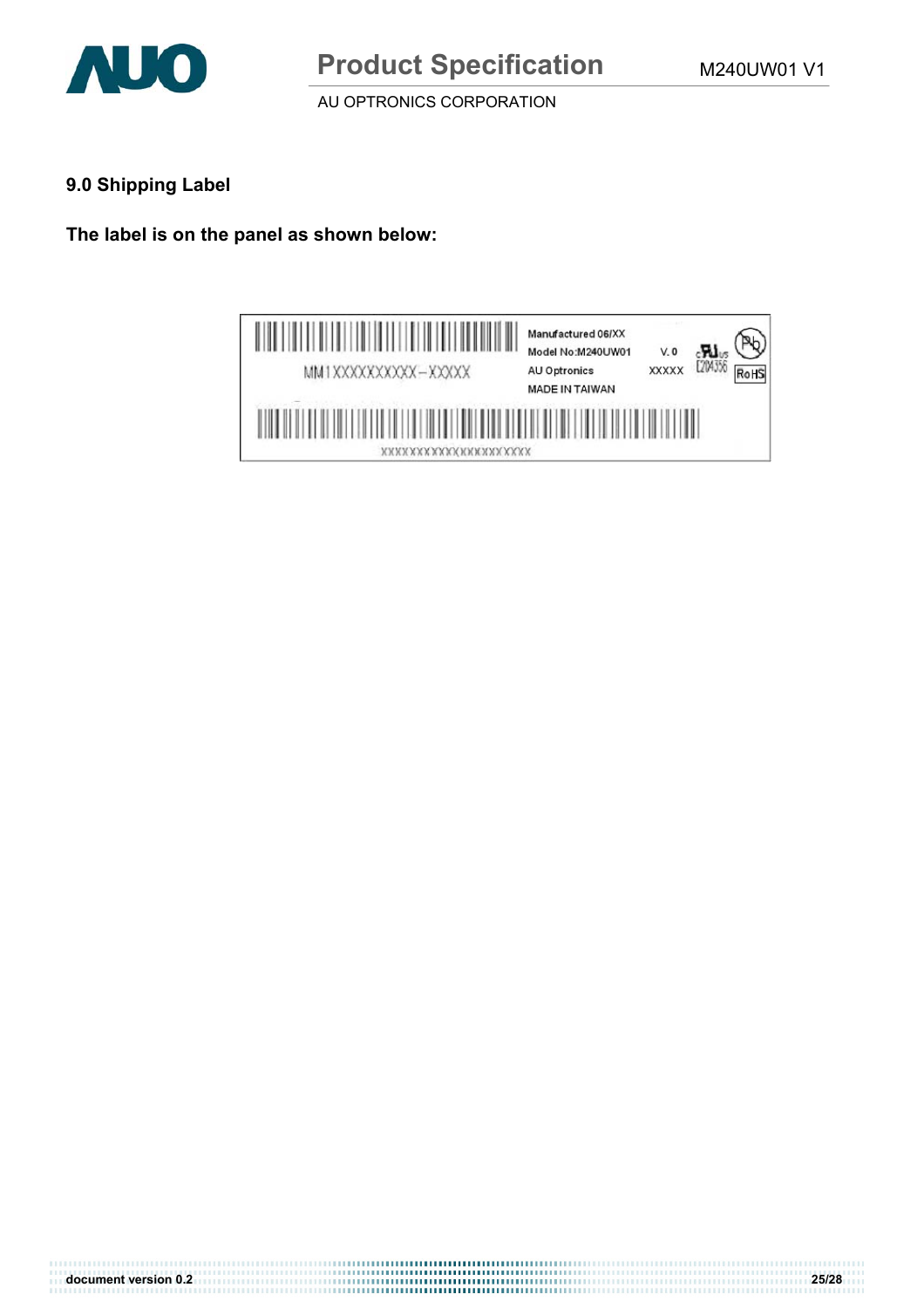## 9.0 Shipping Label

**The label is on the panel as shown below:**

MM1XXXXXXXXXX–XXXXX

Manufactured 06/XX

Model No:M240UW01 V. 0

AU Optronics XXXXX

MADE IN TAIWAN

E204356

RoHS

XXXXXXXXXXXXXXXXXXXXXX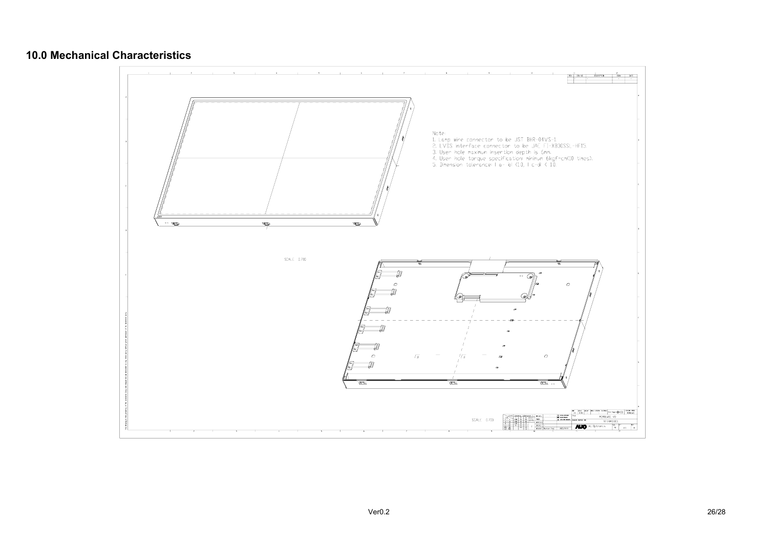## 10.0 Mechanical Characteristics

Note:

1. Lamp wire connector to be JST BHR-04VS-1.
2. LVDS interface connector to be JAE FI-XB30SSL-HF15.
3. User hole maximum insertion depth is 6mm.
4. User hole torque specification: minimum 6kgf-cm(10 times).
5. Dimension tolerance: | a-e| < 10, | c-d| < 10.

SCALE 0.700

SCALE 0.700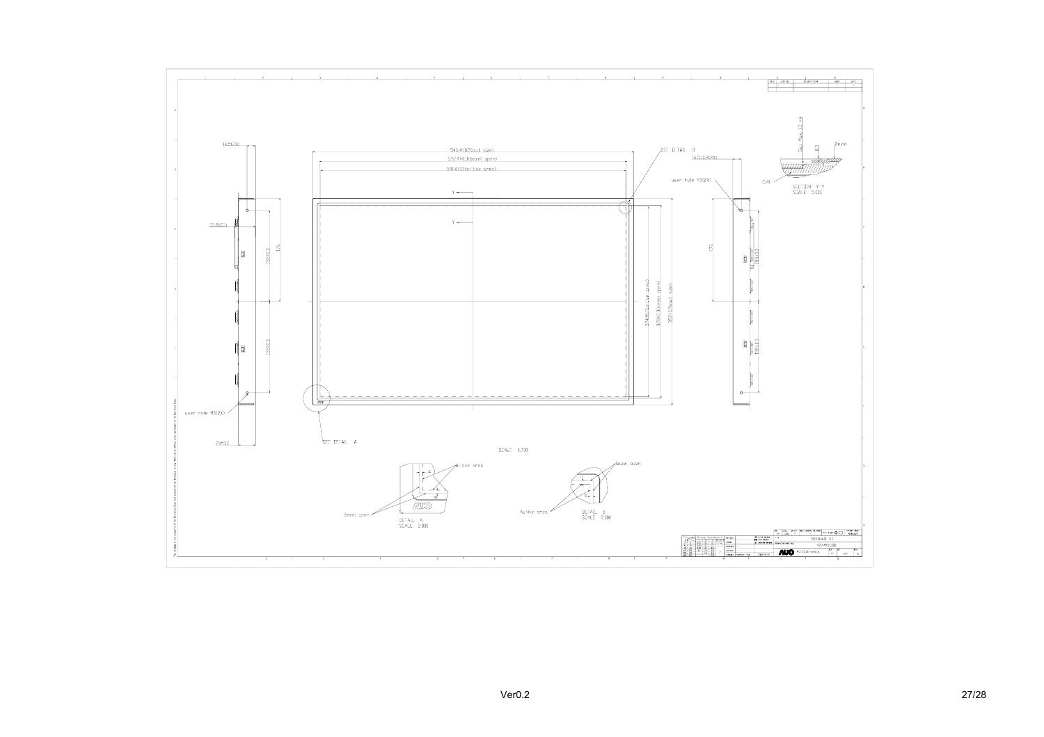14.5(2X)

546.4±0.5(out size)

522.4±0.3(bezel open)

518.4(active area)

SEE DETAIL B

14.5±1.2(2X)

user hole M3(2X)

Gap Max 1.0 mm

Bezel

0.3

CELL

SECTION Y-Y
SCALE 5.000

Y

Y

33.8(2X)

155±0.3

175

155±0.3

324.0(active area)

328±0.3(bezel open)

352±0.5(out size)

175

155±0.3

155±0.3

user hole M3(2X)

89±0.2

SEE DETAIL A

SCALE 0.700

Active area

Bezel open

DETAIL A
SCALE 2.000

Bezel open

Active area

DETAIL B
SCALE 2.000

AU Optronics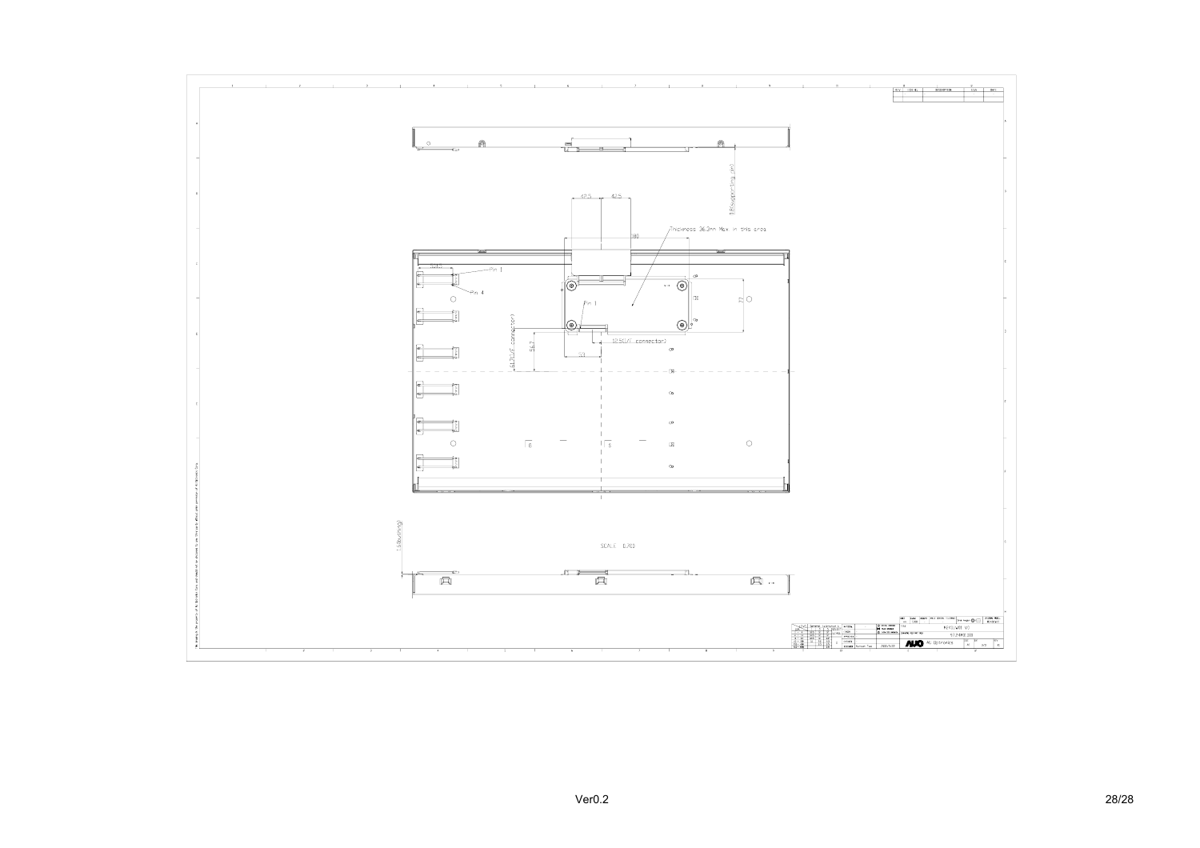1.8(supporting pin)

42.5

42.5

80

Thickness 36.3mm Max. in this area

Pin 1

Pin 4

Pin 1

72

56.7

(LVDS connector)

53

(T-CON connector)

SCALE 0.700

1.6(bushing)

M240UW01 V0

AU Optronics